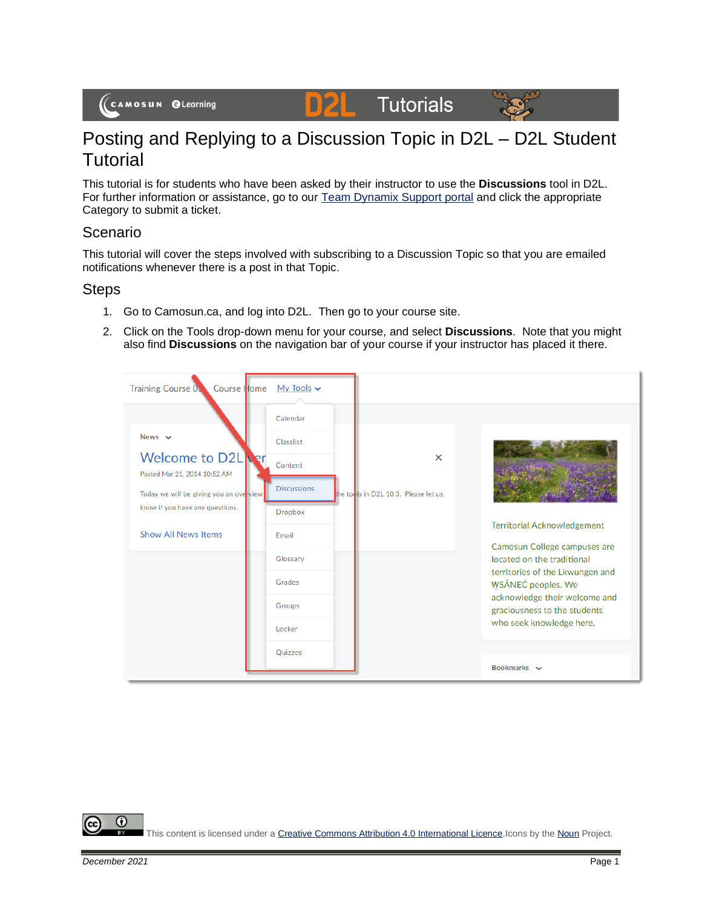# Posting and Replying to a Discussion Topic in D2L – D2L Student Tutorial

This tutorial is for students who have been asked by their instructor to use the **Discussions** tool in D2L. For further information or assistance, go to our [Team Dynamix Support portal] and click the appropriate Category to submit a ticket.

## Scenario

This tutorial will cover the steps involved with subscribing to a Discussion Topic so that you are emailed notifications whenever there is a post in that Topic.

## Steps

1. Go to Camosun.ca, and log into D2L. Then go to your course site.
2. Click on the Tools drop-down menu for your course, and select **Discussions**. Note that you might also find **Discussions** on the navigation bar of your course if your instructor has placed it there.

This content is licensed under a Creative Commons Attribution 4.0 International Licence. Icons by the Noun Project.

*December 2021*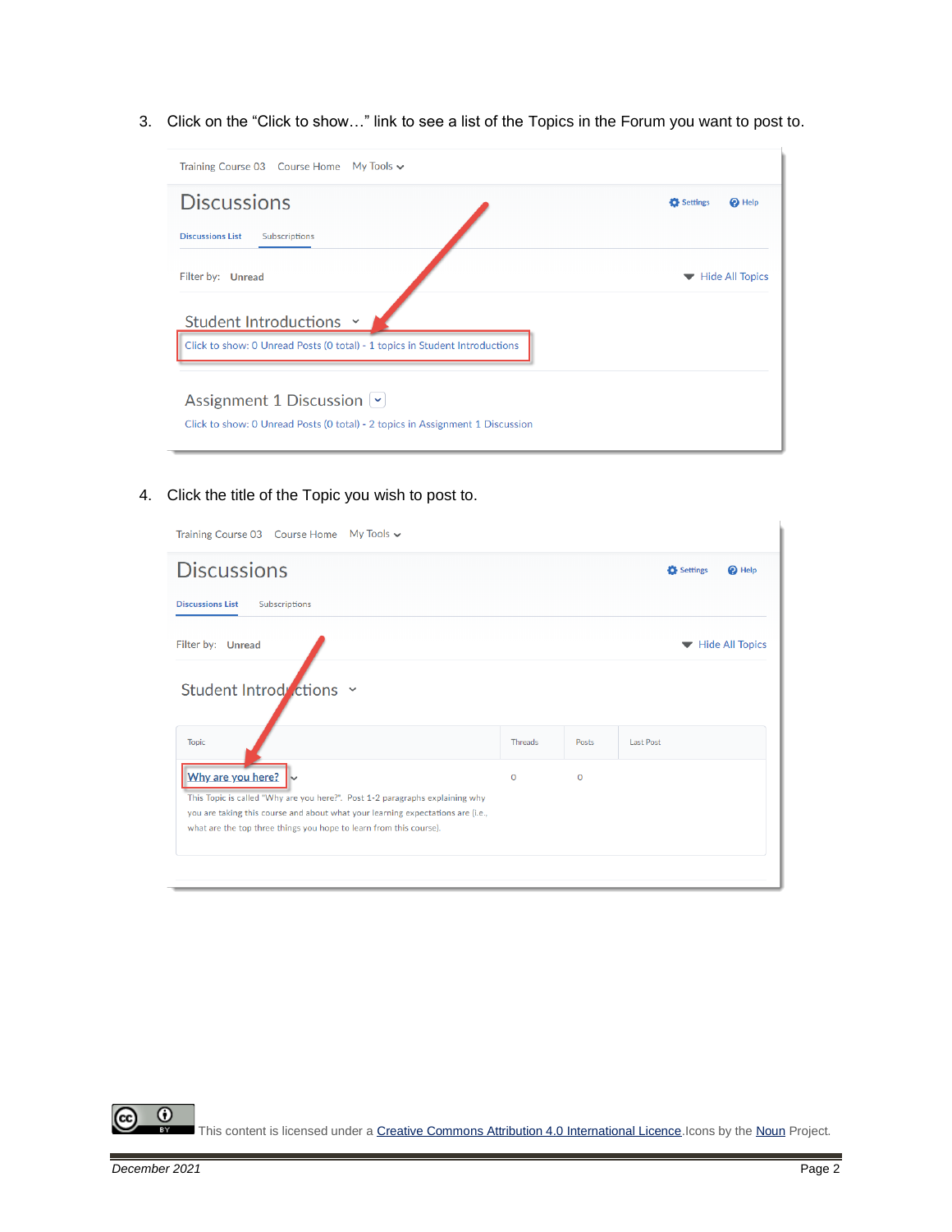3. Click on the "Click to show…" link to see a list of the Topics in the Forum you want to post to.

Training Course 03 Course Home My Tools

Discussions

Settings Help

Discussions List Subscriptions

Filter by: Unread

Hide All Topics

Student Introductions

Click to show: 0 Unread Posts (0 total) - 1 topics in Student Introductions

Assignment 1 Discussion

Click to show: 0 Unread Posts (0 total) - 2 topics in Assignment 1 Discussion

4. Click the title of the Topic you wish to post to.

Training Course 03 Course Home My Tools

Discussions

Settings Help

Discussions List Subscriptions

Filter by: Unread

Hide All Topics

Student Introductions

| Topic | Threads | Posts | Last Post |
| --- | --- | --- | --- |
| Why are you here? This Topic is called "Why are you here?". Post 1-2 paragraphs explaining why you are taking this course and about what your learning expectations are (i.e., what are the top three things you hope to learn from this course). | 0 | 0 | |

This content is licensed under a Creative Commons Attribution 4.0 International Licence. Icons by the Noun Project.

December 2021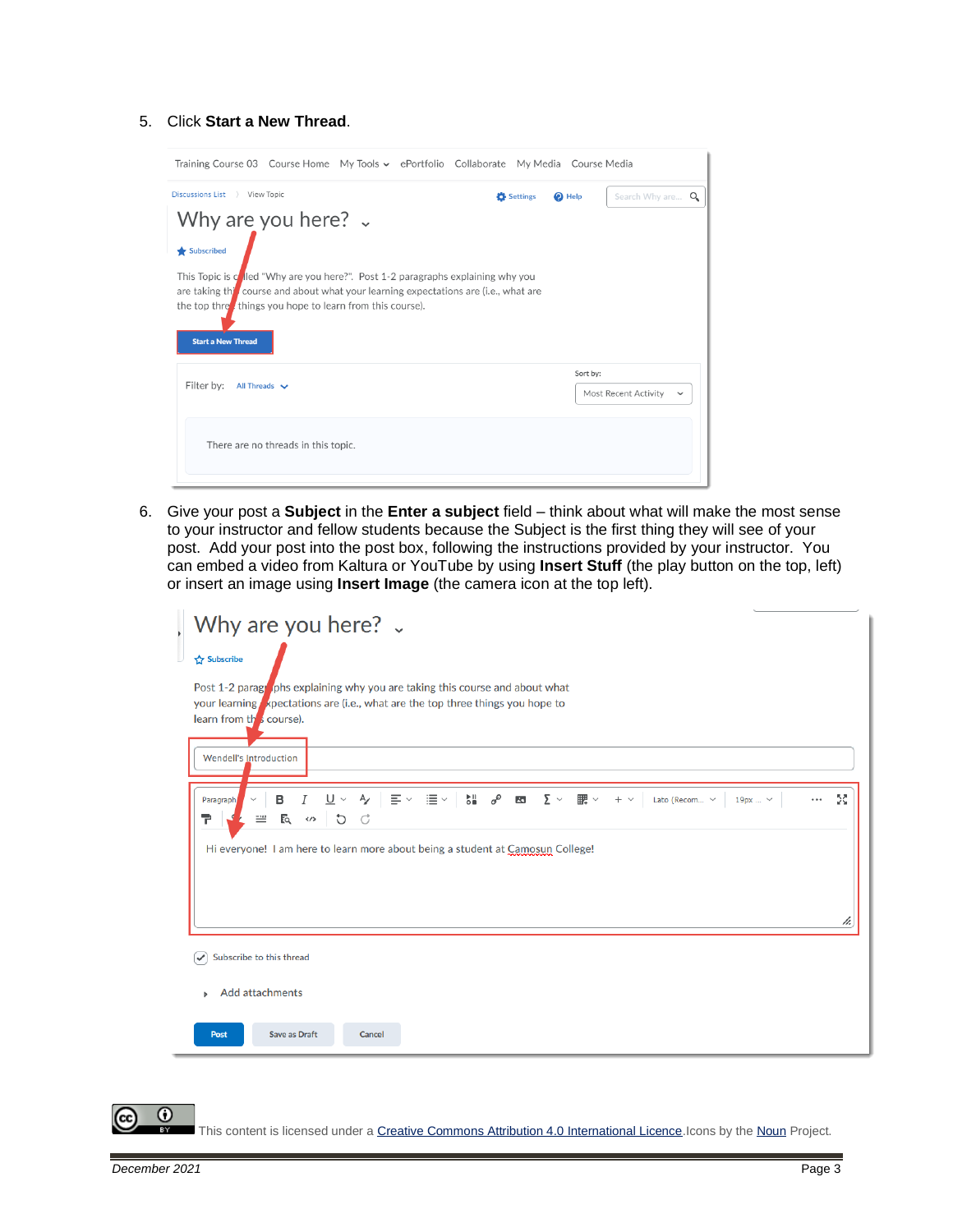5. Click **Start a New Thread**.

6. Give your post a **Subject** in the **Enter a subject** field – think about what will make the most sense to your instructor and fellow students because the Subject is the first thing they will see of your post. Add your post into the post box, following the instructions provided by your instructor. You can embed a video from Kaltura or YouTube by using **Insert Stuff** (the play button on the top, left) or insert an image using **Insert Image** (the camera icon at the top left).

This content is licensed under a Creative Commons Attribution 4.0 International Licence. Icons by the Noun Project.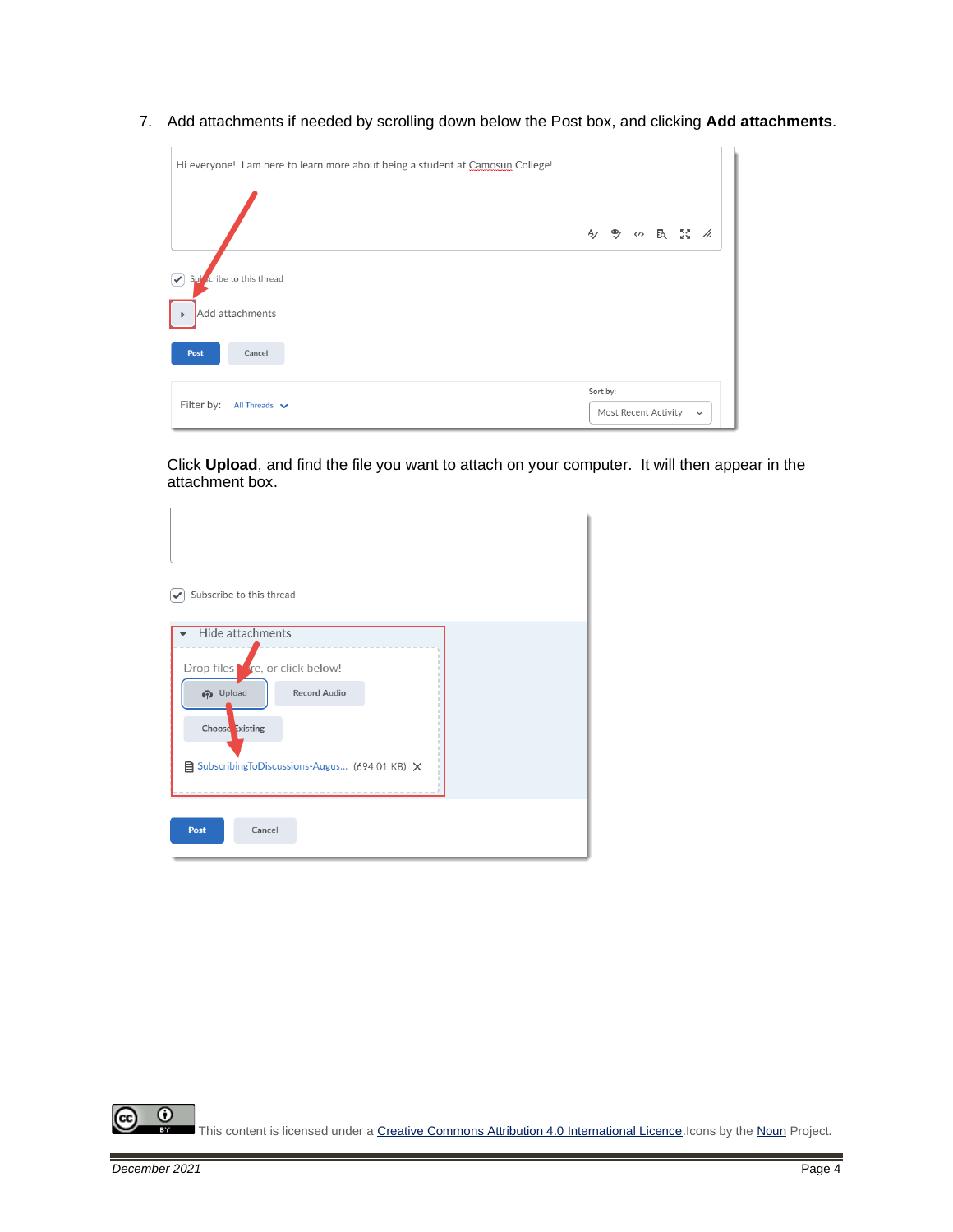7. Add attachments if needed by scrolling down below the Post box, and clicking **Add attachments**.

Click **Upload**, and find the file you want to attach on your computer. It will then appear in the attachment box.

This content is licensed under a Creative Commons Attribution 4.0 International Licence. Icons by the Noun Project.

*December 2021*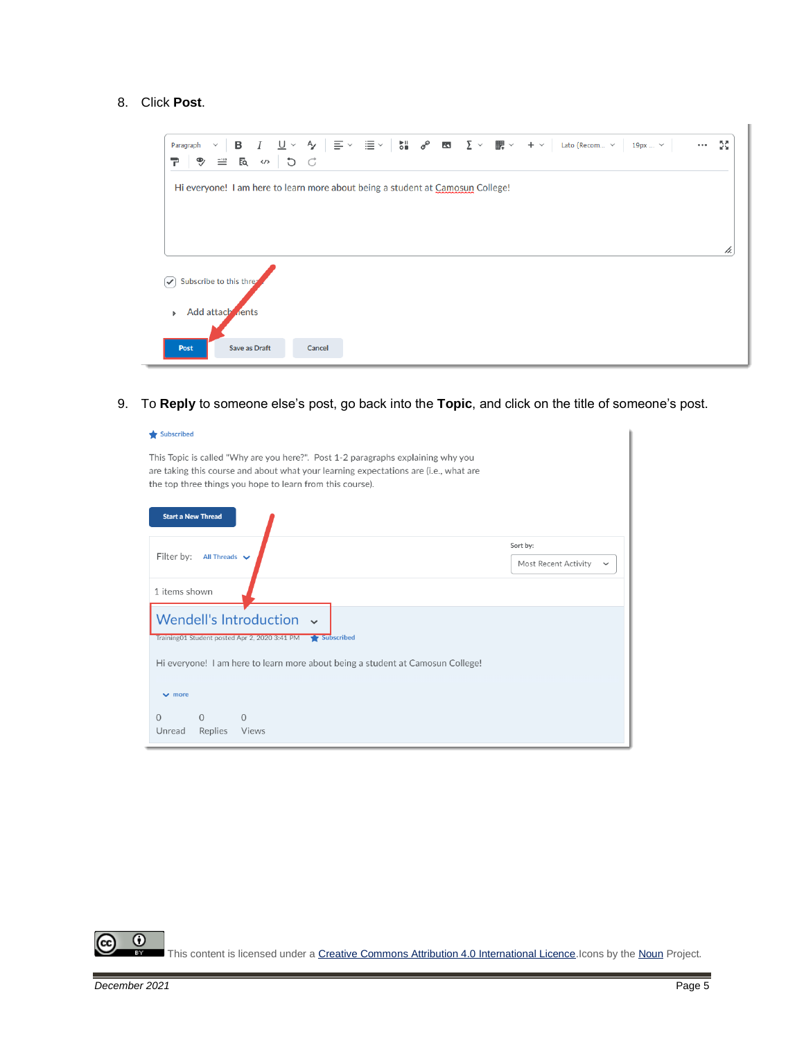8. Click **Post**.

9. To **Reply** to someone else's post, go back into the **Topic**, and click on the title of someone's post.

This content is licensed under a Creative Commons Attribution 4.0 International Licence. Icons by the Noun Project.

December 2021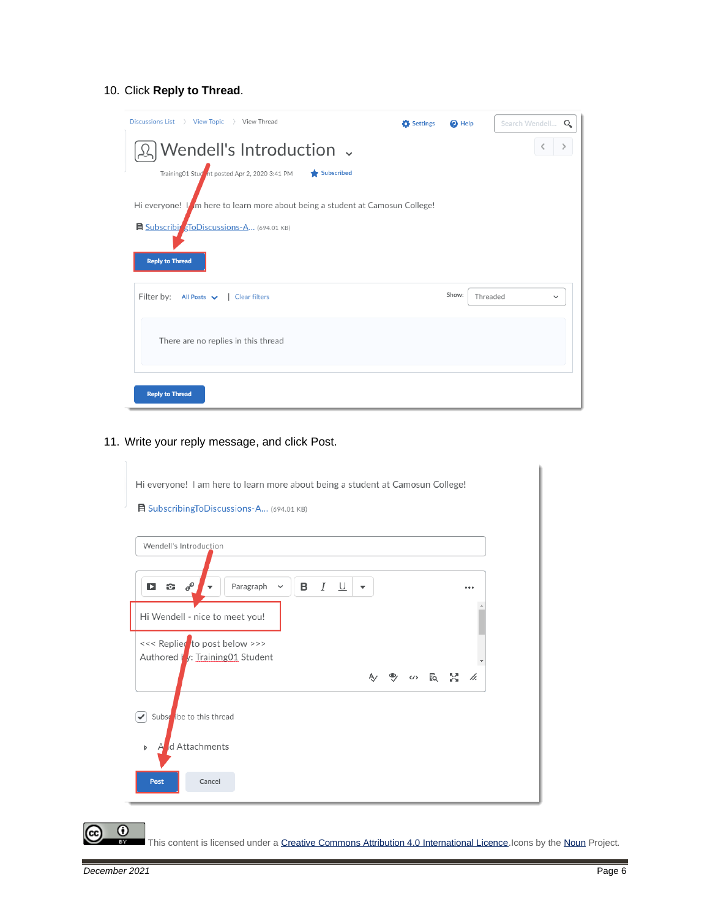10. Click **Reply to Thread**.

11. Write your reply message, and click Post.

This content is licensed under a Creative Commons Attribution 4.0 International Licence. Icons by the Noun Project.

*December 2021*